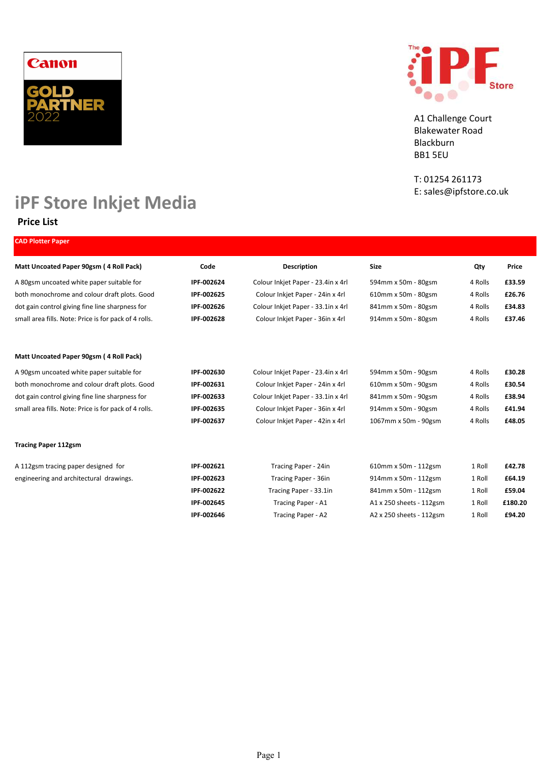Canon GOLD PARTNER 2022

The iPF Store

A1 Challenge Court
Blakewater Road
Blackburn
BB1 5EU

T: 01254 261173
E: sales@ipfstore.co.uk

# iPF Store Inkjet Media

## Price List

### CAD Plotter Paper

| Matt Uncoated Paper 90gsm ( 4 Roll Pack) | Code | Description | Size | Qty | Price |
|---|---|---|---|---|---|
| A 80gsm uncoated white paper suitable for | **IPF-002624** | Colour Inkjet Paper - 23.4in x 4rl | 594mm x 50m - 80gsm | 4 Rolls | **£33.59** |
| both monochrome and colour draft plots. Good | **IPF-002625** | Colour Inkjet Paper - 24in x 4rl | 610mm x 50m - 80gsm | 4 Rolls | **£26.76** |
| dot gain control giving fine line sharpness for | **IPF-002626** | Colour Inkjet Paper - 33.1in x 4rl | 841mm x 50m - 80gsm | 4 Rolls | **£34.83** |
| small area fills. Note: Price is for pack of 4 rolls. | **IPF-002628** | Colour Inkjet Paper - 36in x 4rl | 914mm x 50m - 80gsm | 4 Rolls | **£37.46** |

| Matt Uncoated Paper 90gsm ( 4 Roll Pack) | Code | Description | Size | Qty | Price |
|---|---|---|---|---|---|
| A 90gsm uncoated white paper suitable for | **IPF-002630** | Colour Inkjet Paper - 23.4in x 4rl | 594mm x 50m - 90gsm | 4 Rolls | **£30.28** |
| both monochrome and colour draft plots. Good | **IPF-002631** | Colour Inkjet Paper - 24in x 4rl | 610mm x 50m - 90gsm | 4 Rolls | **£30.54** |
| dot gain control giving fine line sharpness for | **IPF-002633** | Colour Inkjet Paper - 33.1in x 4rl | 841mm x 50m - 90gsm | 4 Rolls | **£38.94** |
| small area fills. Note: Price is for pack of 4 rolls. | **IPF-002635** | Colour Inkjet Paper - 36in x 4rl | 914mm x 50m - 90gsm | 4 Rolls | **£41.94** |
| | **IPF-002637** | Colour Inkjet Paper - 42in x 4rl | 1067mm x 50m - 90gsm | 4 Rolls | **£48.05** |

| Tracing Paper 112gsm | Code | Description | Size | Qty | Price |
|---|---|---|---|---|---|
| A 112gsm tracing paper designed for | **IPF-002621** | Tracing Paper - 24in | 610mm x 50m - 112gsm | 1 Roll | **£42.78** |
| engineering and architectural drawings. | **IPF-002623** | Tracing Paper - 36in | 914mm x 50m - 112gsm | 1 Roll | **£64.19** |
| | **IPF-002622** | Tracing Paper - 33.1in | 841mm x 50m - 112gsm | 1 Roll | **£59.04** |
| | **IPF-002645** | Tracing Paper - A1 | A1 x 250 sheets - 112gsm | 1 Roll | **£180.20** |
| | **IPF-002646** | Tracing Paper - A2 | A2 x 250 sheets - 112gsm | 1 Roll | **£94.20** |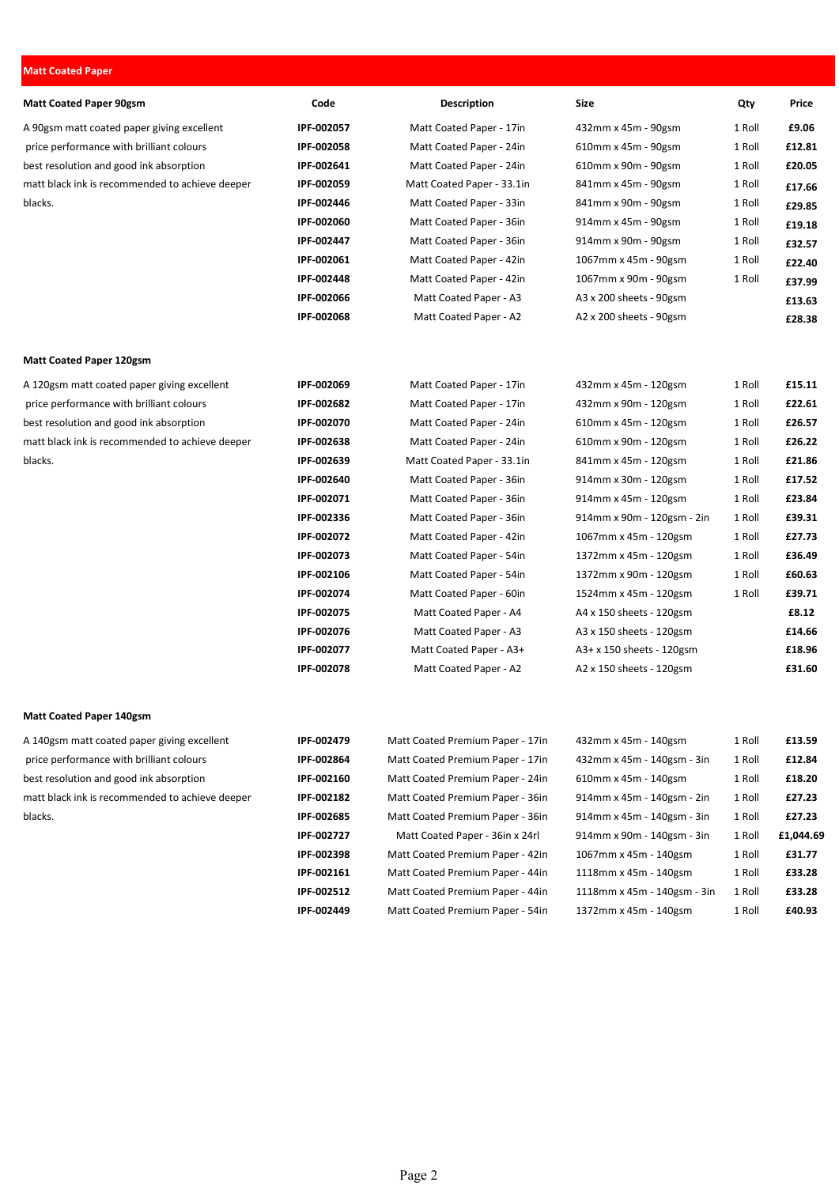# Matt Coated Paper

| Matt Coated Paper 90gsm | Code | Description | Size | Qty | Price |
|---|---|---|---|---|---|
| A 90gsm matt coated paper giving excellent price performance with brilliant colours best resolution and good ink absorption matt black ink is recommended to achieve deeper blacks. | **IPF-002057** | Matt Coated Paper - 17in | 432mm x 45m - 90gsm | 1 Roll | **£9.06** |
| | **IPF-002058** | Matt Coated Paper - 24in | 610mm x 45m - 90gsm | 1 Roll | **£12.81** |
| | **IPF-002641** | Matt Coated Paper - 24in | 610mm x 90m - 90gsm | 1 Roll | **£20.05** |
| | **IPF-002059** | Matt Coated Paper - 33.1in | 841mm x 45m - 90gsm | 1 Roll | **£17.66** |
| | **IPF-002446** | Matt Coated Paper - 33in | 841mm x 90m - 90gsm | 1 Roll | **£29.85** |
| | **IPF-002060** | Matt Coated Paper - 36in | 914mm x 45m - 90gsm | 1 Roll | **£19.18** |
| | **IPF-002447** | Matt Coated Paper - 36in | 914mm x 90m - 90gsm | 1 Roll | **£32.57** |
| | **IPF-002061** | Matt Coated Paper - 42in | 1067mm x 45m - 90gsm | 1 Roll | **£22.40** |
| | **IPF-002448** | Matt Coated Paper - 42in | 1067mm x 90m - 90gsm | 1 Roll | **£37.99** |
| | **IPF-002066** | Matt Coated Paper - A3 | A3 x 200 sheets - 90gsm | | **£13.63** |
| | **IPF-002068** | Matt Coated Paper - A2 | A2 x 200 sheets - 90gsm | | **£28.38** |

| Matt Coated Paper 120gsm | Code | Description | Size | Qty | Price |
|---|---|---|---|---|---|
| A 120gsm matt coated paper giving excellent price performance with brilliant colours best resolution and good ink absorption matt black ink is recommended to achieve deeper blacks. | **IPF-002069** | Matt Coated Paper - 17in | 432mm x 45m - 120gsm | 1 Roll | **£15.11** |
| | **IPF-002682** | Matt Coated Paper - 17in | 432mm x 90m - 120gsm | 1 Roll | **£22.61** |
| | **IPF-002070** | Matt Coated Paper - 24in | 610mm x 45m - 120gsm | 1 Roll | **£26.57** |
| | **IPF-002638** | Matt Coated Paper - 24in | 610mm x 90m - 120gsm | 1 Roll | **£26.22** |
| | **IPF-002639** | Matt Coated Paper - 33.1in | 841mm x 45m - 120gsm | 1 Roll | **£21.86** |
| | **IPF-002640** | Matt Coated Paper - 36in | 914mm x 30m - 120gsm | 1 Roll | **£17.52** |
| | **IPF-002071** | Matt Coated Paper - 36in | 914mm x 45m - 120gsm | 1 Roll | **£23.84** |
| | **IPF-002336** | Matt Coated Paper - 36in | 914mm x 90m - 120gsm - 2in | 1 Roll | **£39.31** |
| | **IPF-002072** | Matt Coated Paper - 42in | 1067mm x 45m - 120gsm | 1 Roll | **£27.73** |
| | **IPF-002073** | Matt Coated Paper - 54in | 1372mm x 45m - 120gsm | 1 Roll | **£36.49** |
| | **IPF-002106** | Matt Coated Paper - 54in | 1372mm x 90m - 120gsm | 1 Roll | **£60.63** |
| | **IPF-002074** | Matt Coated Paper - 60in | 1524mm x 45m - 120gsm | 1 Roll | **£39.71** |
| | **IPF-002075** | Matt Coated Paper - A4 | A4 x 150 sheets - 120gsm | | **£8.12** |
| | **IPF-002076** | Matt Coated Paper - A3 | A3 x 150 sheets - 120gsm | | **£14.66** |
| | **IPF-002077** | Matt Coated Paper - A3+ | A3+ x 150 sheets - 120gsm | | **£18.96** |
| | **IPF-002078** | Matt Coated Paper - A2 | A2 x 150 sheets - 120gsm | | **£31.60** |

| Matt Coated Paper 140gsm | Code | Description | Size | Qty | Price |
|---|---|---|---|---|---|
| A 140gsm matt coated paper giving excellent price performance with brilliant colours best resolution and good ink absorption matt black ink is recommended to achieve deeper blacks. | **IPF-002479** | Matt Coated Premium Paper - 17in | 432mm x 45m - 140gsm | 1 Roll | **£13.59** |
| | **IPF-002864** | Matt Coated Premium Paper - 17in | 432mm x 45m - 140gsm - 3in | 1 Roll | **£12.84** |
| | **IPF-002160** | Matt Coated Premium Paper - 24in | 610mm x 45m - 140gsm | 1 Roll | **£18.20** |
| | **IPF-002182** | Matt Coated Premium Paper - 36in | 914mm x 45m - 140gsm - 2in | 1 Roll | **£27.23** |
| | **IPF-002685** | Matt Coated Premium Paper - 36in | 914mm x 45m - 140gsm - 3in | 1 Roll | **£27.23** |
| | **IPF-002727** | Matt Coated Paper - 36in x 24rl | 914mm x 90m - 140gsm - 3in | 1 Roll | **£1,044.69** |
| | **IPF-002398** | Matt Coated Premium Paper - 42in | 1067mm x 45m - 140gsm | 1 Roll | **£31.77** |
| | **IPF-002161** | Matt Coated Premium Paper - 44in | 1118mm x 45m - 140gsm | 1 Roll | **£33.28** |
| | **IPF-002512** | Matt Coated Premium Paper - 44in | 1118mm x 45m - 140gsm - 3in | 1 Roll | **£33.28** |
| | **IPF-002449** | Matt Coated Premium Paper - 54in | 1372mm x 45m - 140gsm | 1 Roll | **£40.93** |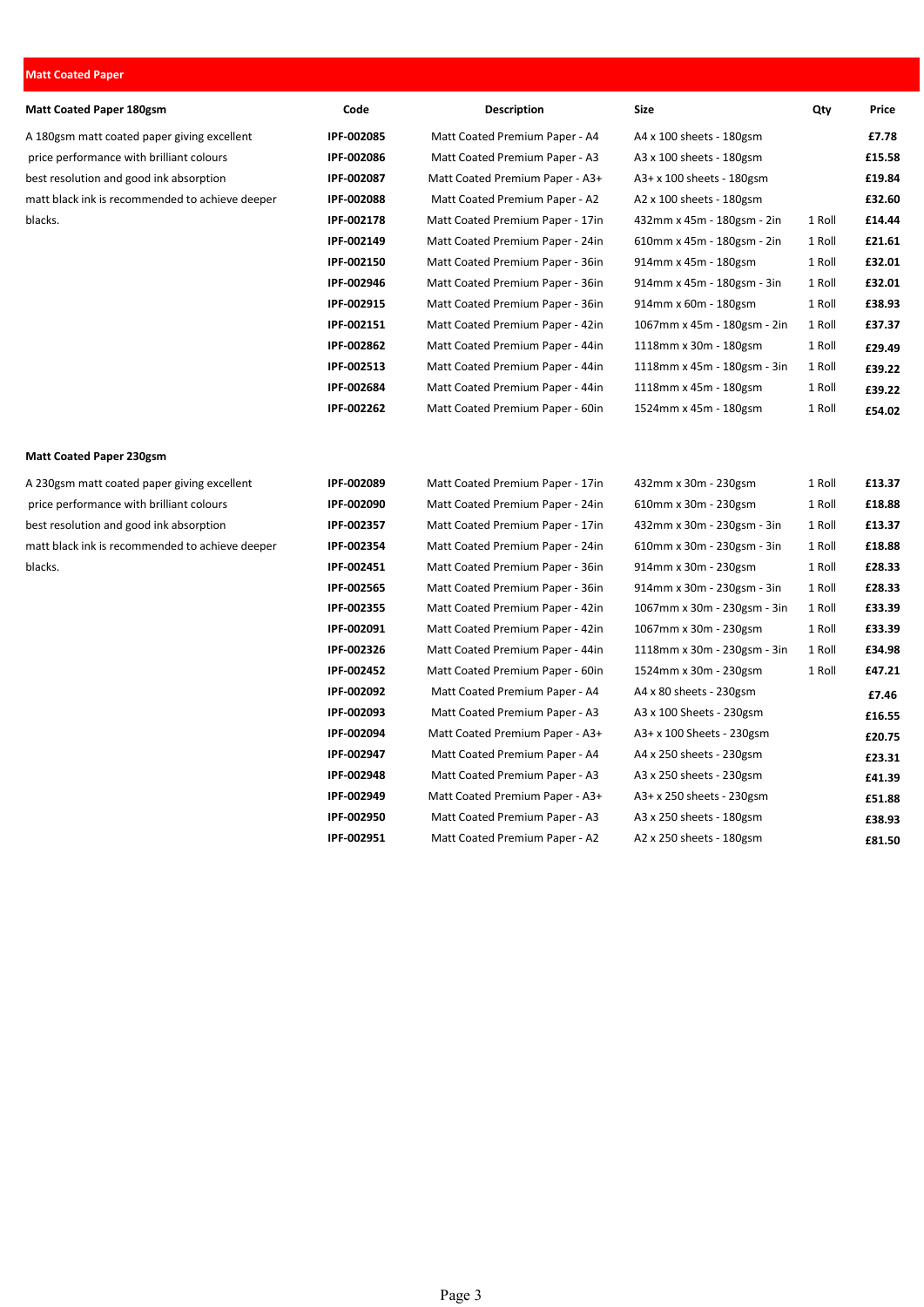## Matt Coated Paper

| Matt Coated Paper 180gsm | Code | Description | Size | Qty | Price |
|---|---|---|---|---|---|
| A 180gsm matt coated paper giving excellent price performance with brilliant colours best resolution and good ink absorption matt black ink is recommended to achieve deeper blacks. | **IPF-002085** | Matt Coated Premium Paper - A4 | A4 x 100 sheets - 180gsm | | **£7.78** |
| | **IPF-002086** | Matt Coated Premium Paper - A3 | A3 x 100 sheets - 180gsm | | **£15.58** |
| | **IPF-002087** | Matt Coated Premium Paper - A3+ | A3+ x 100 sheets - 180gsm | | **£19.84** |
| | **IPF-002088** | Matt Coated Premium Paper - A2 | A2 x 100 sheets - 180gsm | | **£32.60** |
| | **IPF-002178** | Matt Coated Premium Paper - 17in | 432mm x 45m - 180gsm - 2in | 1 Roll | **£14.44** |
| | **IPF-002149** | Matt Coated Premium Paper - 24in | 610mm x 45m - 180gsm - 2in | 1 Roll | **£21.61** |
| | **IPF-002150** | Matt Coated Premium Paper - 36in | 914mm x 45m - 180gsm | 1 Roll | **£32.01** |
| | **IPF-002946** | Matt Coated Premium Paper - 36in | 914mm x 45m - 180gsm - 3in | 1 Roll | **£32.01** |
| | **IPF-002915** | Matt Coated Premium Paper - 36in | 914mm x 60m - 180gsm | 1 Roll | **£38.93** |
| | **IPF-002151** | Matt Coated Premium Paper - 42in | 1067mm x 45m - 180gsm - 2in | 1 Roll | **£37.37** |
| | **IPF-002862** | Matt Coated Premium Paper - 44in | 1118mm x 30m - 180gsm | 1 Roll | **£29.49** |
| | **IPF-002513** | Matt Coated Premium Paper - 44in | 1118mm x 45m - 180gsm - 3in | 1 Roll | **£39.22** |
| | **IPF-002684** | Matt Coated Premium Paper - 44in | 1118mm x 45m - 180gsm | 1 Roll | **£39.22** |
| | **IPF-002262** | Matt Coated Premium Paper - 60in | 1524mm x 45m - 180gsm | 1 Roll | **£54.02** |

| Matt Coated Paper 230gsm | Code | Description | Size | Qty | Price |
|---|---|---|---|---|---|
| A 230gsm matt coated paper giving excellent price performance with brilliant colours best resolution and good ink absorption matt black ink is recommended to achieve deeper blacks. | **IPF-002089** | Matt Coated Premium Paper - 17in | 432mm x 30m - 230gsm | 1 Roll | **£13.37** |
| | **IPF-002090** | Matt Coated Premium Paper - 24in | 610mm x 30m - 230gsm | 1 Roll | **£18.88** |
| | **IPF-002357** | Matt Coated Premium Paper - 17in | 432mm x 30m - 230gsm - 3in | 1 Roll | **£13.37** |
| | **IPF-002354** | Matt Coated Premium Paper - 24in | 610mm x 30m - 230gsm - 3in | 1 Roll | **£18.88** |
| | **IPF-002451** | Matt Coated Premium Paper - 36in | 914mm x 30m - 230gsm | 1 Roll | **£28.33** |
| | **IPF-002565** | Matt Coated Premium Paper - 36in | 914mm x 30m - 230gsm - 3in | 1 Roll | **£28.33** |
| | **IPF-002355** | Matt Coated Premium Paper - 42in | 1067mm x 30m - 230gsm - 3in | 1 Roll | **£33.39** |
| | **IPF-002091** | Matt Coated Premium Paper - 42in | 1067mm x 30m - 230gsm | 1 Roll | **£33.39** |
| | **IPF-002326** | Matt Coated Premium Paper - 44in | 1118mm x 30m - 230gsm - 3in | 1 Roll | **£34.98** |
| | **IPF-002452** | Matt Coated Premium Paper - 60in | 1524mm x 30m - 230gsm | 1 Roll | **£47.21** |
| | **IPF-002092** | Matt Coated Premium Paper - A4 | A4 x 80 sheets - 230gsm | | **£7.46** |
| | **IPF-002093** | Matt Coated Premium Paper - A3 | A3 x 100 Sheets - 230gsm | | **£16.55** |
| | **IPF-002094** | Matt Coated Premium Paper - A3+ | A3+ x 100 Sheets - 230gsm | | **£20.75** |
| | **IPF-002947** | Matt Coated Premium Paper - A4 | A4 x 250 sheets - 230gsm | | **£23.31** |
| | **IPF-002948** | Matt Coated Premium Paper - A3 | A3 x 250 sheets - 230gsm | | **£41.39** |
| | **IPF-002949** | Matt Coated Premium Paper - A3+ | A3+ x 250 sheets - 230gsm | | **£51.88** |
| | **IPF-002950** | Matt Coated Premium Paper - A3 | A3 x 250 sheets - 180gsm | | **£38.93** |
| | **IPF-002951** | Matt Coated Premium Paper - A2 | A2 x 250 sheets - 180gsm | | **£81.50** |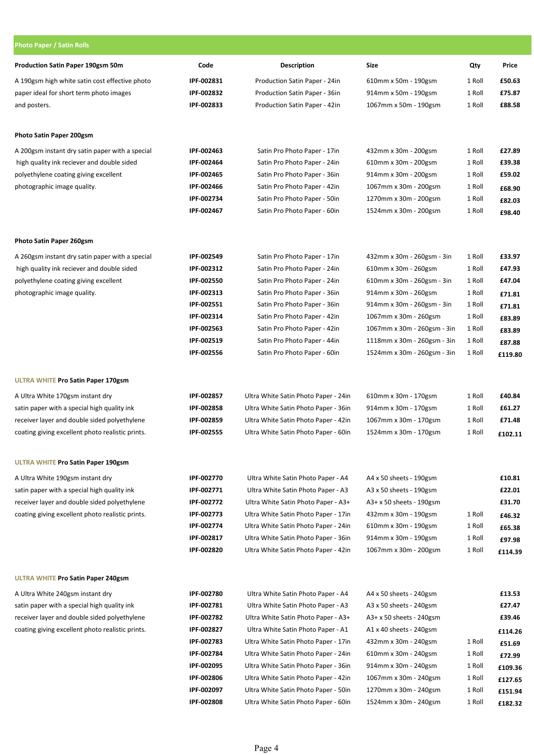## Photo Paper / Satin Rolls

| Production Satin Paper 190gsm 50m | Code | Description | Size | Qty | Price |
|---|---|---|---|---|---|
| A 190gsm high white satin cost effective photo | IPF-002831 | Production Satin Paper - 24in | 610mm x 50m - 190gsm | 1 Roll | £50.63 |
| paper ideal for short term photo images | IPF-002832 | Production Satin Paper - 36in | 914mm x 50m - 190gsm | 1 Roll | £75.87 |
| and posters. | IPF-002833 | Production Satin Paper - 42in | 1067mm x 50m - 190gsm | 1 Roll | £88.58 |

### Photo Satin Paper 200gsm

| Description | Code | Description | Size | Qty | Price |
|---|---|---|---|---|---|
| A 200gsm instant dry satin paper with a special | IPF-002463 | Satin Pro Photo Paper - 17in | 432mm x 30m - 200gsm | 1 Roll | £27.89 |
| high quality ink reciever and double sided | IPF-002464 | Satin Pro Photo Paper - 24in | 610mm x 30m - 200gsm | 1 Roll | £39.38 |
| polyethylene coating giving excellent | IPF-002465 | Satin Pro Photo Paper - 36in | 914mm x 30m - 200gsm | 1 Roll | £59.02 |
| photographic image quality. | IPF-002466 | Satin Pro Photo Paper - 42in | 1067mm x 30m - 200gsm | 1 Roll | £68.90 |
| | IPF-002734 | Satin Pro Photo Paper - 50in | 1270mm x 30m - 200gsm | 1 Roll | £82.03 |
| | IPF-002467 | Satin Pro Photo Paper - 60in | 1524mm x 30m - 200gsm | 1 Roll | £98.40 |

### Photo Satin Paper 260gsm

| Description | Code | Description | Size | Qty | Price |
|---|---|---|---|---|---|
| A 260gsm instant dry satin paper with a special | IPF-002549 | Satin Pro Photo Paper - 17in | 432mm x 30m - 260gsm - 3in | 1 Roll | £33.97 |
| high quality ink reciever and double sided | IPF-002312 | Satin Pro Photo Paper - 24in | 610mm x 30m - 260gsm | 1 Roll | £47.93 |
| polyethylene coating giving excellent | IPF-002550 | Satin Pro Photo Paper - 24in | 610mm x 30m - 260gsm - 3in | 1 Roll | £47.04 |
| photographic image quality. | IPF-002313 | Satin Pro Photo Paper - 36in | 914mm x 30m - 260gsm | 1 Roll | £71.81 |
| | IPF-002551 | Satin Pro Photo Paper - 36in | 914mm x 30m - 260gsm - 3in | 1 Roll | £71.81 |
| | IPF-002314 | Satin Pro Photo Paper - 42in | 1067mm x 30m - 260gsm | 1 Roll | £83.89 |
| | IPF-002563 | Satin Pro Photo Paper - 42in | 1067mm x 30m - 260gsm - 3in | 1 Roll | £83.89 |
| | IPF-002519 | Satin Pro Photo Paper - 44in | 1118mm x 30m - 260gsm - 3in | 1 Roll | £87.88 |
| | IPF-002556 | Satin Pro Photo Paper - 60in | 1524mm x 30m - 260gsm - 3in | 1 Roll | £119.80 |

### ULTRA WHITE Pro Satin Paper 170gsm

| Description | Code | Description | Size | Qty | Price |
|---|---|---|---|---|---|
| A Ultra White 170gsm instant dry | IPF-002857 | Ultra White Satin Photo Paper - 24in | 610mm x 30m - 170gsm | 1 Roll | £40.84 |
| satin paper with a special high quality ink | IPF-002858 | Ultra White Satin Photo Paper - 36in | 914mm x 30m - 170gsm | 1 Roll | £61.27 |
| receiver layer and double sided polyethylene | IPF-002859 | Ultra White Satin Photo Paper - 42in | 1067mm x 30m - 170gsm | 1 Roll | £71.48 |
| coating giving excellent photo realistic prints. | IPF-002555 | Ultra White Satin Photo Paper - 60in | 1524mm x 30m - 170gsm | 1 Roll | £102.11 |

### ULTRA WHITE Pro Satin Paper 190gsm

| Description | Code | Description | Size | Qty | Price |
|---|---|---|---|---|---|
| A Ultra White 190gsm instant dry | IPF-002770 | Ultra White Satin Photo Paper - A4 | A4 x 50 sheets - 190gsm | | £10.81 |
| satin paper with a special high quality ink | IPF-002771 | Ultra White Satin Photo Paper - A3 | A3 x 50 sheets - 190gsm | | £22.01 |
| receiver layer and double sided polyethylene | IPF-002772 | Ultra White Satin Photo Paper - A3+ | A3+ x 50 sheets - 190gsm | | £31.70 |
| coating giving excellent photo realistic prints. | IPF-002773 | Ultra White Satin Photo Paper - 17in | 432mm x 30m - 190gsm | 1 Roll | £46.32 |
| | IPF-002774 | Ultra White Satin Photo Paper - 24in | 610mm x 30m - 190gsm | 1 Roll | £65.38 |
| | IPF-002817 | Ultra White Satin Photo Paper - 36in | 914mm x 30m - 190gsm | 1 Roll | £97.98 |
| | IPF-002820 | Ultra White Satin Photo Paper - 42in | 1067mm x 30m - 200gsm | 1 Roll | £114.39 |

### ULTRA WHITE Pro Satin Paper 240gsm

| Description | Code | Description | Size | Qty | Price |
|---|---|---|---|---|---|
| A Ultra White 240gsm instant dry | IPF-002780 | Ultra White Satin Photo Paper - A4 | A4 x 50 sheets - 240gsm | | £13.53 |
| satin paper with a special high quality ink | IPF-002781 | Ultra White Satin Photo Paper - A3 | A3 x 50 sheets - 240gsm | | £27.47 |
| receiver layer and double sided polyethylene | IPF-002782 | Ultra White Satin Photo Paper - A3+ | A3+ x 50 sheets - 240gsm | | £39.46 |
| coating giving excellent photo realistic prints. | IPF-002827 | Ultra White Satin Photo Paper - A1 | A1 x 40 sheets - 240gsm | | £114.26 |
| | IPF-002783 | Ultra White Satin Photo Paper - 17in | 432mm x 30m - 240gsm | 1 Roll | £51.69 |
| | IPF-002784 | Ultra White Satin Photo Paper - 24in | 610mm x 30m - 240gsm | 1 Roll | £72.99 |
| | IPF-002095 | Ultra White Satin Photo Paper - 36in | 914mm x 30m - 240gsm | 1 Roll | £109.36 |
| | IPF-002806 | Ultra White Satin Photo Paper - 42in | 1067mm x 30m - 240gsm | 1 Roll | £127.65 |
| | IPF-002097 | Ultra White Satin Photo Paper - 50in | 1270mm x 30m - 240gsm | 1 Roll | £151.94 |
| | IPF-002808 | Ultra White Satin Photo Paper - 60in | 1524mm x 30m - 240gsm | 1 Roll | £182.32 |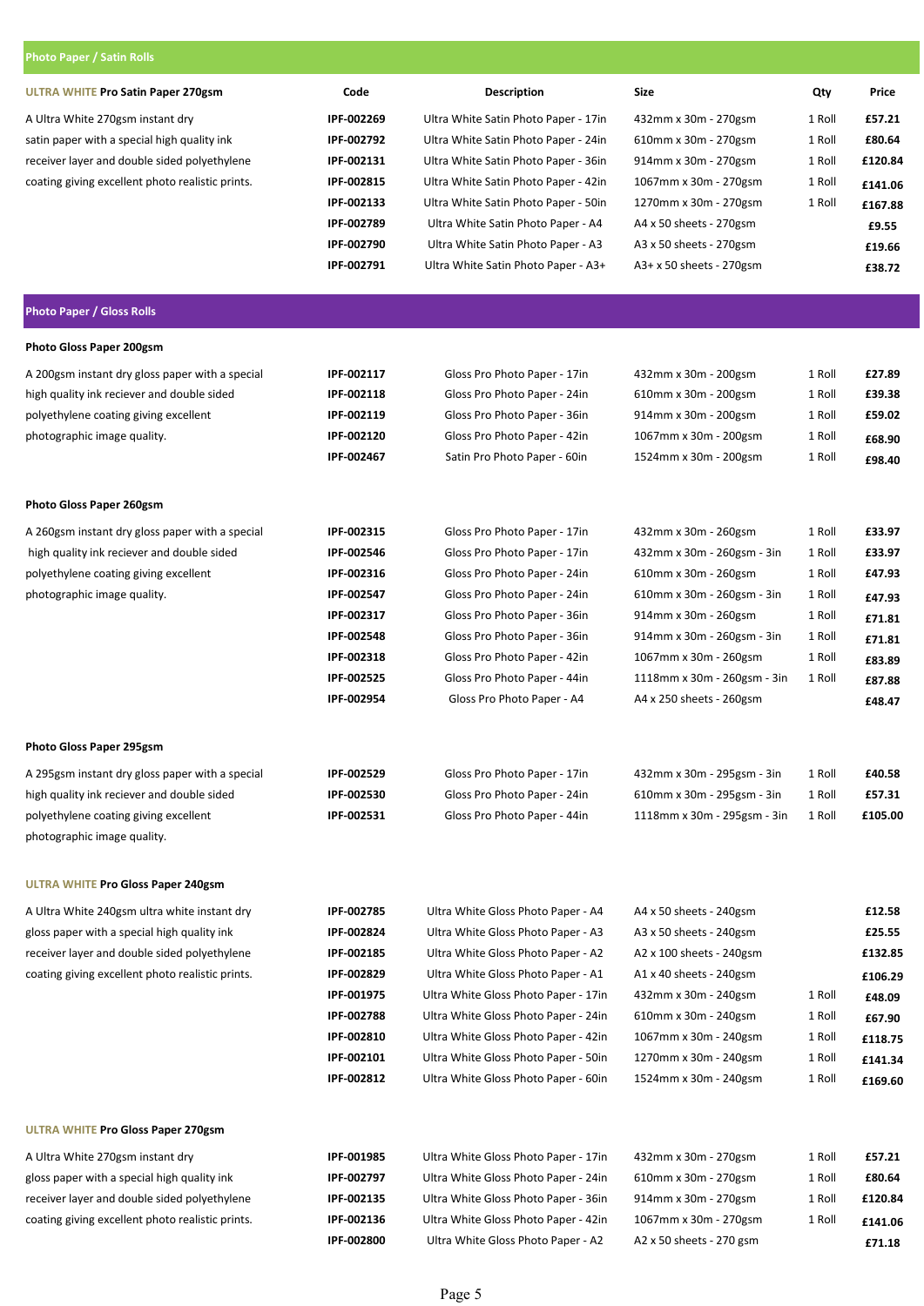## Photo Paper / Satin Rolls

| ULTRA WHITE Pro Satin Paper 270gsm | Code | Description | Size | Qty | Price |
|---|---|---|---|---|---|
| A Ultra White 270gsm instant dry satin paper with a special high quality ink receiver layer and double sided polyethylene coating giving excellent photo realistic prints. | IPF-002269 | Ultra White Satin Photo Paper - 17in | 432mm x 30m - 270gsm | 1 Roll | £57.21 |
| | IPF-002792 | Ultra White Satin Photo Paper - 24in | 610mm x 30m - 270gsm | 1 Roll | £80.64 |
| | IPF-002131 | Ultra White Satin Photo Paper - 36in | 914mm x 30m - 270gsm | 1 Roll | £120.84 |
| | IPF-002815 | Ultra White Satin Photo Paper - 42in | 1067mm x 30m - 270gsm | 1 Roll | £141.06 |
| | IPF-002133 | Ultra White Satin Photo Paper - 50in | 1270mm x 30m - 270gsm | 1 Roll | £167.88 |
| | IPF-002789 | Ultra White Satin Photo Paper - A4 | A4 x 50 sheets - 270gsm | | £9.55 |
| | IPF-002790 | Ultra White Satin Photo Paper - A3 | A3 x 50 sheets - 270gsm | | £19.66 |
| | IPF-002791 | Ultra White Satin Photo Paper - A3+ | A3+ x 50 sheets - 270gsm | | £38.72 |

## Photo Paper / Gloss Rolls

| Photo Gloss Paper 200gsm | Code | Description | Size | Qty | Price |
|---|---|---|---|---|---|
| A 200gsm instant dry gloss paper with a special high quality ink reciever and double sided polyethylene coating giving excellent photographic image quality. | IPF-002117 | Gloss Pro Photo Paper - 17in | 432mm x 30m - 200gsm | 1 Roll | £27.89 |
| | IPF-002118 | Gloss Pro Photo Paper - 24in | 610mm x 30m - 200gsm | 1 Roll | £39.38 |
| | IPF-002119 | Gloss Pro Photo Paper - 36in | 914mm x 30m - 200gsm | 1 Roll | £59.02 |
| | IPF-002120 | Gloss Pro Photo Paper - 42in | 1067mm x 30m - 200gsm | 1 Roll | £68.90 |
| | IPF-002467 | Satin Pro Photo Paper - 60in | 1524mm x 30m - 200gsm | 1 Roll | £98.40 |

| Photo Gloss Paper 260gsm | Code | Description | Size | Qty | Price |
|---|---|---|---|---|---|
| A 260gsm instant dry gloss paper with a special high quality ink reciever and double sided polyethylene coating giving excellent photographic image quality. | IPF-002315 | Gloss Pro Photo Paper - 17in | 432mm x 30m - 260gsm | 1 Roll | £33.97 |
| | IPF-002546 | Gloss Pro Photo Paper - 17in | 432mm x 30m - 260gsm - 3in | 1 Roll | £33.97 |
| | IPF-002316 | Gloss Pro Photo Paper - 24in | 610mm x 30m - 260gsm | 1 Roll | £47.93 |
| | IPF-002547 | Gloss Pro Photo Paper - 24in | 610mm x 30m - 260gsm - 3in | 1 Roll | £47.93 |
| | IPF-002317 | Gloss Pro Photo Paper - 36in | 914mm x 30m - 260gsm | 1 Roll | £71.81 |
| | IPF-002548 | Gloss Pro Photo Paper - 36in | 914mm x 30m - 260gsm - 3in | 1 Roll | £71.81 |
| | IPF-002318 | Gloss Pro Photo Paper - 42in | 1067mm x 30m - 260gsm | 1 Roll | £83.89 |
| | IPF-002525 | Gloss Pro Photo Paper - 44in | 1118mm x 30m - 260gsm - 3in | 1 Roll | £87.88 |
| | IPF-002954 | Gloss Pro Photo Paper - A4 | A4 x 250 sheets - 260gsm | | £48.47 |

| Photo Gloss Paper 295gsm | Code | Description | Size | Qty | Price |
|---|---|---|---|---|---|
| A 295gsm instant dry gloss paper with a special high quality ink reciever and double sided polyethylene coating giving excellent photographic image quality. | IPF-002529 | Gloss Pro Photo Paper - 17in | 432mm x 30m - 295gsm - 3in | 1 Roll | £40.58 |
| | IPF-002530 | Gloss Pro Photo Paper - 24in | 610mm x 30m - 295gsm - 3in | 1 Roll | £57.31 |
| | IPF-002531 | Gloss Pro Photo Paper - 44in | 1118mm x 30m - 295gsm - 3in | 1 Roll | £105.00 |

| ULTRA WHITE Pro Gloss Paper 240gsm | Code | Description | Size | Qty | Price |
|---|---|---|---|---|---|
| A Ultra White 240gsm ultra white instant dry gloss paper with a special high quality ink receiver layer and double sided polyethylene coating giving excellent photo realistic prints. | IPF-002785 | Ultra White Gloss Photo Paper - A4 | A4 x 50 sheets - 240gsm | | £12.58 |
| | IPF-002824 | Ultra White Gloss Photo Paper - A3 | A3 x 50 sheets - 240gsm | | £25.55 |
| | IPF-002185 | Ultra White Gloss Photo Paper - A2 | A2 x 100 sheets - 240gsm | | £132.85 |
| | IPF-002829 | Ultra White Gloss Photo Paper - A1 | A1 x 40 sheets - 240gsm | | £106.29 |
| | IPF-001975 | Ultra White Gloss Photo Paper - 17in | 432mm x 30m - 240gsm | 1 Roll | £48.09 |
| | IPF-002788 | Ultra White Gloss Photo Paper - 24in | 610mm x 30m - 240gsm | 1 Roll | £67.90 |
| | IPF-002810 | Ultra White Gloss Photo Paper - 42in | 1067mm x 30m - 240gsm | 1 Roll | £118.75 |
| | IPF-002101 | Ultra White Gloss Photo Paper - 50in | 1270mm x 30m - 240gsm | 1 Roll | £141.34 |
| | IPF-002812 | Ultra White Gloss Photo Paper - 60in | 1524mm x 30m - 240gsm | 1 Roll | £169.60 |

| ULTRA WHITE Pro Gloss Paper 270gsm | Code | Description | Size | Qty | Price |
|---|---|---|---|---|---|
| A Ultra White 270gsm instant dry gloss paper with a special high quality ink receiver layer and double sided polyethylene coating giving excellent photo realistic prints. | IPF-001985 | Ultra White Gloss Photo Paper - 17in | 432mm x 30m - 270gsm | 1 Roll | £57.21 |
| | IPF-002797 | Ultra White Gloss Photo Paper - 24in | 610mm x 30m - 270gsm | 1 Roll | £80.64 |
| | IPF-002135 | Ultra White Gloss Photo Paper - 36in | 914mm x 30m - 270gsm | 1 Roll | £120.84 |
| | IPF-002136 | Ultra White Gloss Photo Paper - 42in | 1067mm x 30m - 270gsm | 1 Roll | £141.06 |
| | IPF-002800 | Ultra White Gloss Photo Paper - A2 | A2 x 50 sheets - 270 gsm | | £71.18 |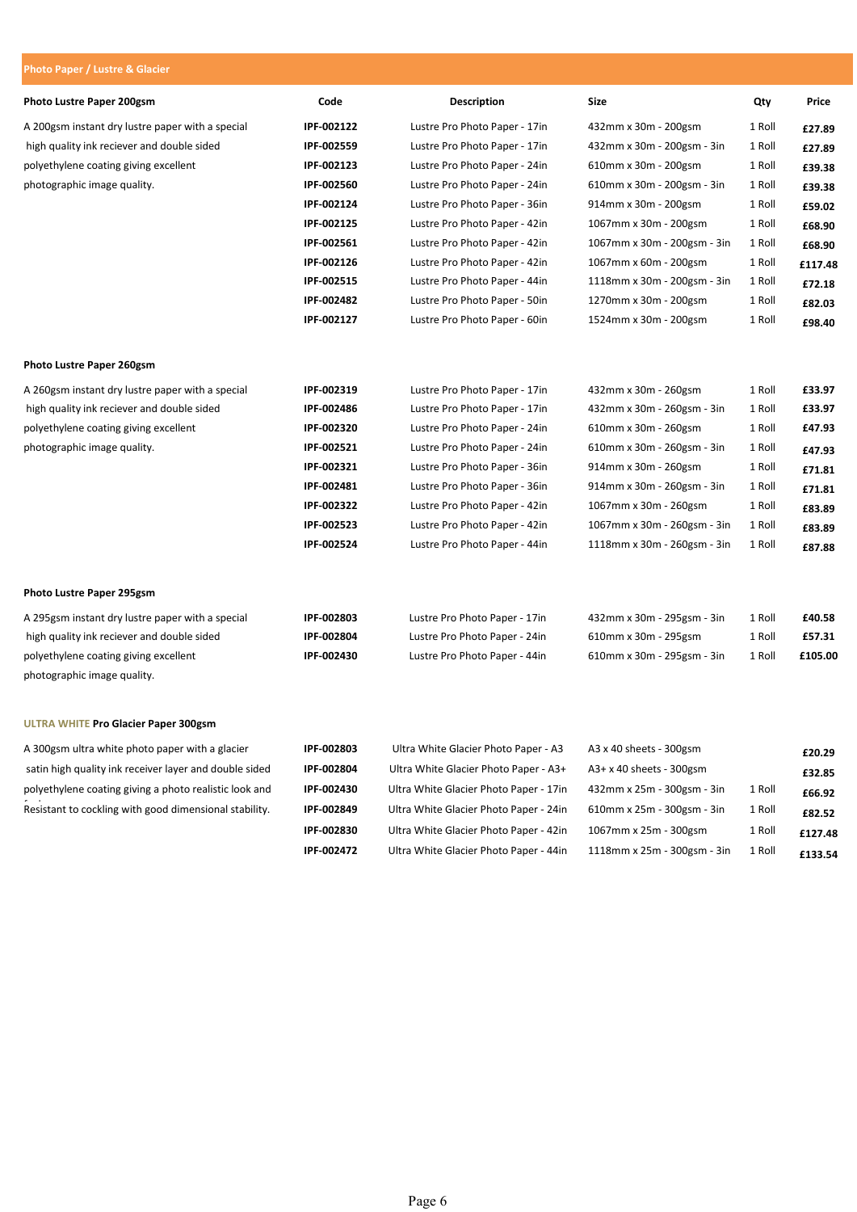## Photo Paper / Lustre & Glacier

| Photo Lustre Paper 200gsm | Code | Description | Size | Qty | Price |
|---|---|---|---|---|---|
| A 200gsm instant dry lustre paper with a special | IPF-002122 | Lustre Pro Photo Paper - 17in | 432mm x 30m - 200gsm | 1 Roll | £27.89 |
| high quality ink reciever and double sided | IPF-002559 | Lustre Pro Photo Paper - 17in | 432mm x 30m - 200gsm - 3in | 1 Roll | £27.89 |
| polyethylene coating giving excellent | IPF-002123 | Lustre Pro Photo Paper - 24in | 610mm x 30m - 200gsm | 1 Roll | £39.38 |
| photographic image quality. | IPF-002560 | Lustre Pro Photo Paper - 24in | 610mm x 30m - 200gsm - 3in | 1 Roll | £39.38 |
| | IPF-002124 | Lustre Pro Photo Paper - 36in | 914mm x 30m - 200gsm | 1 Roll | £59.02 |
| | IPF-002125 | Lustre Pro Photo Paper - 42in | 1067mm x 30m - 200gsm | 1 Roll | £68.90 |
| | IPF-002561 | Lustre Pro Photo Paper - 42in | 1067mm x 30m - 200gsm - 3in | 1 Roll | £68.90 |
| | IPF-002126 | Lustre Pro Photo Paper - 42in | 1067mm x 60m - 200gsm | 1 Roll | £117.48 |
| | IPF-002515 | Lustre Pro Photo Paper - 44in | 1118mm x 30m - 200gsm - 3in | 1 Roll | £72.18 |
| | IPF-002482 | Lustre Pro Photo Paper - 50in | 1270mm x 30m - 200gsm | 1 Roll | £82.03 |
| | IPF-002127 | Lustre Pro Photo Paper - 60in | 1524mm x 30m - 200gsm | 1 Roll | £98.40 |

| Photo Lustre Paper 260gsm | Code | Description | Size | Qty | Price |
|---|---|---|---|---|---|
| A 260gsm instant dry lustre paper with a special | IPF-002319 | Lustre Pro Photo Paper - 17in | 432mm x 30m - 260gsm | 1 Roll | £33.97 |
| high quality ink reciever and double sided | IPF-002486 | Lustre Pro Photo Paper - 17in | 432mm x 30m - 260gsm - 3in | 1 Roll | £33.97 |
| polyethylene coating giving excellent | IPF-002320 | Lustre Pro Photo Paper - 24in | 610mm x 30m - 260gsm | 1 Roll | £47.93 |
| photographic image quality. | IPF-002521 | Lustre Pro Photo Paper - 24in | 610mm x 30m - 260gsm - 3in | 1 Roll | £47.93 |
| | IPF-002321 | Lustre Pro Photo Paper - 36in | 914mm x 30m - 260gsm | 1 Roll | £71.81 |
| | IPF-002481 | Lustre Pro Photo Paper - 36in | 914mm x 30m - 260gsm - 3in | 1 Roll | £71.81 |
| | IPF-002322 | Lustre Pro Photo Paper - 42in | 1067mm x 30m - 260gsm | 1 Roll | £83.89 |
| | IPF-002523 | Lustre Pro Photo Paper - 42in | 1067mm x 30m - 260gsm - 3in | 1 Roll | £83.89 |
| | IPF-002524 | Lustre Pro Photo Paper - 44in | 1118mm x 30m - 260gsm - 3in | 1 Roll | £87.88 |

| Photo Lustre Paper 295gsm | Code | Description | Size | Qty | Price |
|---|---|---|---|---|---|
| A 295gsm instant dry lustre paper with a special | IPF-002803 | Lustre Pro Photo Paper - 17in | 432mm x 30m - 295gsm - 3in | 1 Roll | £40.58 |
| high quality ink reciever and double sided | IPF-002804 | Lustre Pro Photo Paper - 24in | 610mm x 30m - 295gsm | 1 Roll | £57.31 |
| polyethylene coating giving excellent | IPF-002430 | Lustre Pro Photo Paper - 44in | 610mm x 30m - 295gsm - 3in | 1 Roll | £105.00 |
| photographic image quality. | | | | | |

| ULTRA WHITE Pro Glacier Paper 300gsm | Code | Description | Size | Qty | Price |
|---|---|---|---|---|---|
| A 300gsm ultra white photo paper with a glacier | IPF-002803 | Ultra White Glacier Photo Paper - A3 | A3 x 40 sheets - 300gsm | | £20.29 |
| satin high quality ink receiver layer and double sided | IPF-002804 | Ultra White Glacier Photo Paper - A3+ | A3+ x 40 sheets - 300gsm | | £32.85 |
| polyethylene coating giving a photo realistic look and | IPF-002430 | Ultra White Glacier Photo Paper - 17in | 432mm x 25m - 300gsm - 3in | 1 Roll | £66.92 |
| Resistant to cockling with good dimensional stability. | IPF-002849 | Ultra White Glacier Photo Paper - 24in | 610mm x 25m - 300gsm - 3in | 1 Roll | £82.52 |
| | IPF-002830 | Ultra White Glacier Photo Paper - 42in | 1067mm x 25m - 300gsm | 1 Roll | £127.48 |
| | IPF-002472 | Ultra White Glacier Photo Paper - 44in | 1118mm x 25m - 300gsm - 3in | 1 Roll | £133.54 |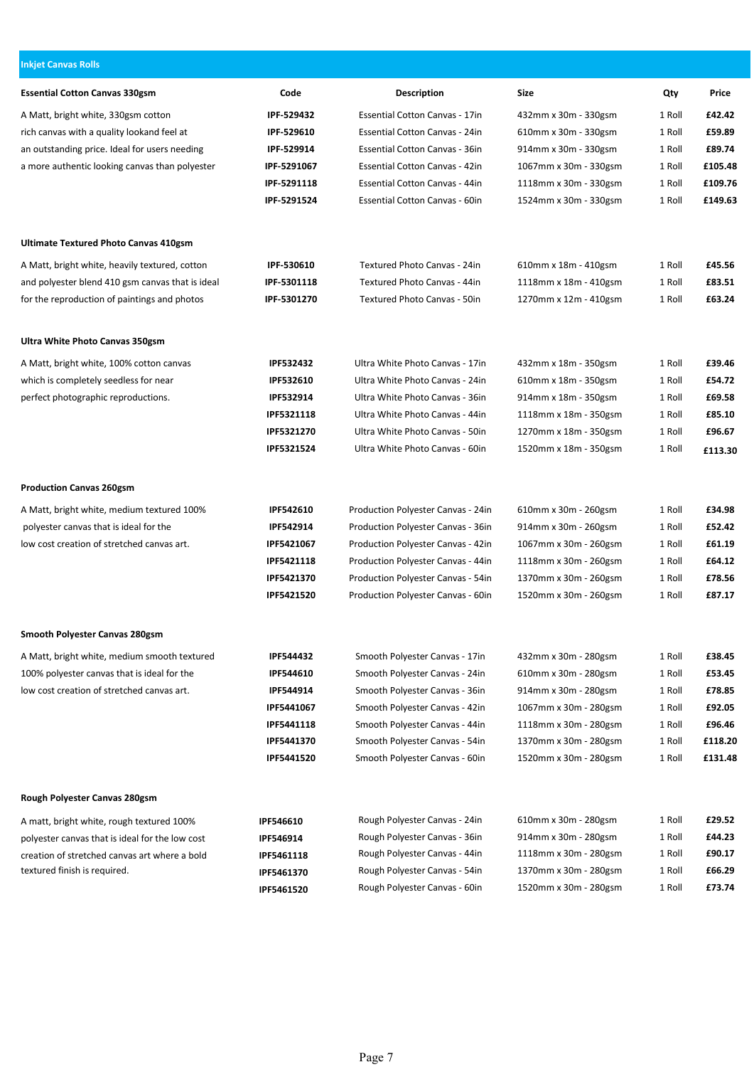## Inkjet Canvas Rolls

| Essential Cotton Canvas 330gsm | Code | Description | Size | Qty | Price |
|---|---|---|---|---|---|
| A Matt, bright white, 330gsm cotton rich canvas with a quality lookand feel at an outstanding price. Ideal for users needing a more authentic looking canvas than polyester | IPF-529432 | Essential Cotton Canvas - 17in | 432mm x 30m - 330gsm | 1 Roll | £42.42 |
| | IPF-529610 | Essential Cotton Canvas - 24in | 610mm x 30m - 330gsm | 1 Roll | £59.89 |
| | IPF-529914 | Essential Cotton Canvas - 36in | 914mm x 30m - 330gsm | 1 Roll | £89.74 |
| | IPF-5291067 | Essential Cotton Canvas - 42in | 1067mm x 30m - 330gsm | 1 Roll | £105.48 |
| | IPF-5291118 | Essential Cotton Canvas - 44in | 1118mm x 30m - 330gsm | 1 Roll | £109.76 |
| | IPF-5291524 | Essential Cotton Canvas - 60in | 1524mm x 30m - 330gsm | 1 Roll | £149.63 |

**Ultimate Textured Photo Canvas 410gsm**

| Description | Code | Description | Size | Qty | Price |
|---|---|---|---|---|---|
| A Matt, bright white, heavily textured, cotton and polyester blend 410 gsm canvas that is ideal for the reproduction of paintings and photos | IPF-530610 | Textured Photo Canvas - 24in | 610mm x 18m - 410gsm | 1 Roll | £45.56 |
| | IPF-5301118 | Textured Photo Canvas - 44in | 1118mm x 18m - 410gsm | 1 Roll | £83.51 |
| | IPF-5301270 | Textured Photo Canvas - 50in | 1270mm x 12m - 410gsm | 1 Roll | £63.24 |

**Ultra White Photo Canvas 350gsm**

| Description | Code | Description | Size | Qty | Price |
|---|---|---|---|---|---|
| A Matt, bright white, 100% cotton canvas which is completely seedless for near perfect photographic reproductions. | IPF532432 | Ultra White Photo Canvas - 17in | 432mm x 18m - 350gsm | 1 Roll | £39.46 |
| | IPF532610 | Ultra White Photo Canvas - 24in | 610mm x 18m - 350gsm | 1 Roll | £54.72 |
| | IPF532914 | Ultra White Photo Canvas - 36in | 914mm x 18m - 350gsm | 1 Roll | £69.58 |
| | IPF5321118 | Ultra White Photo Canvas - 44in | 1118mm x 18m - 350gsm | 1 Roll | £85.10 |
| | IPF5321270 | Ultra White Photo Canvas - 50in | 1270mm x 18m - 350gsm | 1 Roll | £96.67 |
| | IPF5321524 | Ultra White Photo Canvas - 60in | 1520mm x 18m - 350gsm | 1 Roll | £113.30 |

**Production Canvas 260gsm**

| Description | Code | Description | Size | Qty | Price |
|---|---|---|---|---|---|
| A Matt, bright white, medium textured 100% polyester canvas that is ideal for the low cost creation of stretched canvas art. | IPF542610 | Production Polyester Canvas - 24in | 610mm x 30m - 260gsm | 1 Roll | £34.98 |
| | IPF542914 | Production Polyester Canvas - 36in | 914mm x 30m - 260gsm | 1 Roll | £52.42 |
| | IPF5421067 | Production Polyester Canvas - 42in | 1067mm x 30m - 260gsm | 1 Roll | £61.19 |
| | IPF5421118 | Production Polyester Canvas - 44in | 1118mm x 30m - 260gsm | 1 Roll | £64.12 |
| | IPF5421370 | Production Polyester Canvas - 54in | 1370mm x 30m - 260gsm | 1 Roll | £78.56 |
| | IPF5421520 | Production Polyester Canvas - 60in | 1520mm x 30m - 260gsm | 1 Roll | £87.17 |

**Smooth Polyester Canvas 280gsm**

| Description | Code | Description | Size | Qty | Price |
|---|---|---|---|---|---|
| A Matt, bright white, medium smooth textured 100% polyester canvas that is ideal for the low cost creation of stretched canvas art. | IPF544432 | Smooth Polyester Canvas - 17in | 432mm x 30m - 280gsm | 1 Roll | £38.45 |
| | IPF544610 | Smooth Polyester Canvas - 24in | 610mm x 30m - 280gsm | 1 Roll | £53.45 |
| | IPF544914 | Smooth Polyester Canvas - 36in | 914mm x 30m - 280gsm | 1 Roll | £78.85 |
| | IPF5441067 | Smooth Polyester Canvas - 42in | 1067mm x 30m - 280gsm | 1 Roll | £92.05 |
| | IPF5441118 | Smooth Polyester Canvas - 44in | 1118mm x 30m - 280gsm | 1 Roll | £96.46 |
| | IPF5441370 | Smooth Polyester Canvas - 54in | 1370mm x 30m - 280gsm | 1 Roll | £118.20 |
| | IPF5441520 | Smooth Polyester Canvas - 60in | 1520mm x 30m - 280gsm | 1 Roll | £131.48 |

**Rough Polyester Canvas 280gsm**

| Description | Code | Description | Size | Qty | Price |
|---|---|---|---|---|---|
| A matt, bright white, rough textured 100% polyester canvas that is ideal for the low cost creation of stretched canvas art where a bold textured finish is required. | IPF546610 | Rough Polyester Canvas - 24in | 610mm x 30m - 280gsm | 1 Roll | £29.52 |
| | IPF546914 | Rough Polyester Canvas - 36in | 914mm x 30m - 280gsm | 1 Roll | £44.23 |
| | IPF5461118 | Rough Polyester Canvas - 44in | 1118mm x 30m - 280gsm | 1 Roll | £90.17 |
| | IPF5461370 | Rough Polyester Canvas - 54in | 1370mm x 30m - 280gsm | 1 Roll | £66.29 |
| | IPF5461520 | Rough Polyester Canvas - 60in | 1520mm x 30m - 280gsm | 1 Roll | £73.74 |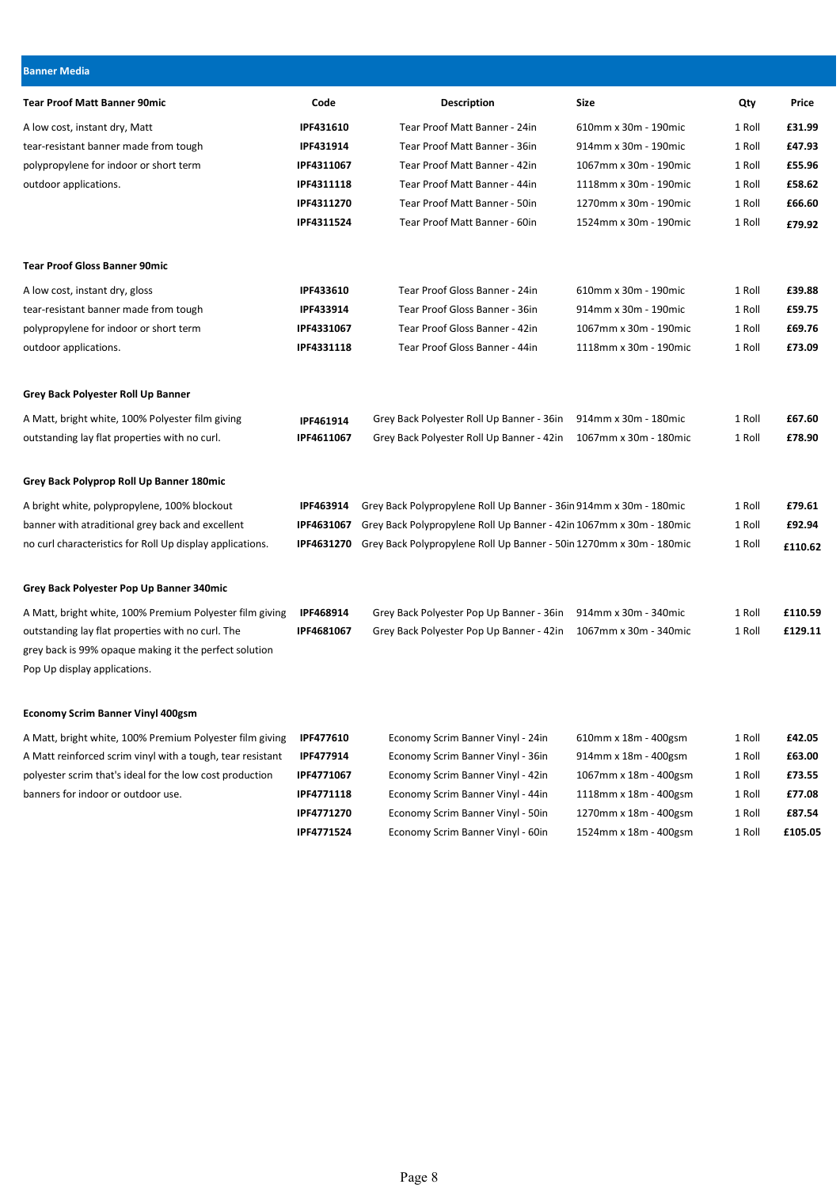## Banner Media

| Tear Proof Matt Banner 90mic | Code | Description | Size | Qty | Price |
|---|---|---|---|---|---|
| A low cost, instant dry, Matt | **IPF431610** | Tear Proof Matt Banner - 24in | 610mm x 30m - 190mic | 1 Roll | **£31.99** |
| tear-resistant banner made from tough | **IPF431914** | Tear Proof Matt Banner - 36in | 914mm x 30m - 190mic | 1 Roll | **£47.93** |
| polypropylene for indoor or short term | **IPF4311067** | Tear Proof Matt Banner - 42in | 1067mm x 30m - 190mic | 1 Roll | **£55.96** |
| outdoor applications. | **IPF4311118** | Tear Proof Matt Banner - 44in | 1118mm x 30m - 190mic | 1 Roll | **£58.62** |
| | **IPF4311270** | Tear Proof Matt Banner - 50in | 1270mm x 30m - 190mic | 1 Roll | **£66.60** |
| | **IPF4311524** | Tear Proof Matt Banner - 60in | 1524mm x 30m - 190mic | 1 Roll | **£79.92** |

| Tear Proof Gloss Banner 90mic | Code | Description | Size | Qty | Price |
|---|---|---|---|---|---|
| A low cost, instant dry, gloss | **IPF433610** | Tear Proof Gloss Banner - 24in | 610mm x 30m - 190mic | 1 Roll | **£39.88** |
| tear-resistant banner made from tough | **IPF433914** | Tear Proof Gloss Banner - 36in | 914mm x 30m - 190mic | 1 Roll | **£59.75** |
| polypropylene for indoor or short term | **IPF4331067** | Tear Proof Gloss Banner - 42in | 1067mm x 30m - 190mic | 1 Roll | **£69.76** |
| outdoor applications. | **IPF4331118** | Tear Proof Gloss Banner - 44in | 1118mm x 30m - 190mic | 1 Roll | **£73.09** |

| Grey Back Polyester Roll Up Banner | Code | Description | Size | Qty | Price |
|---|---|---|---|---|---|
| A Matt, bright white, 100% Polyester film giving | **IPF461914** | Grey Back Polyester Roll Up Banner - 36in | 914mm x 30m - 180mic | 1 Roll | **£67.60** |
| outstanding lay flat properties with no curl. | **IPF4611067** | Grey Back Polyester Roll Up Banner - 42in | 1067mm x 30m - 180mic | 1 Roll | **£78.90** |

| Grey Back Polyprop Roll Up Banner 180mic | Code | Description | Size | Qty | Price |
|---|---|---|---|---|---|
| A bright white, polypropylene, 100% blockout | **IPF463914** | Grey Back Polypropylene Roll Up Banner - 36in | 914mm x 30m - 180mic | 1 Roll | **£79.61** |
| banner with atraditional grey back and excellent | **IPF4631067** | Grey Back Polypropylene Roll Up Banner - 42in | 1067mm x 30m - 180mic | 1 Roll | **£92.94** |
| no curl characteristics for Roll Up display applications. | **IPF4631270** | Grey Back Polypropylene Roll Up Banner - 50in | 1270mm x 30m - 180mic | 1 Roll | **£110.62** |

| Grey Back Polyester Pop Up Banner 340mic | Code | Description | Size | Qty | Price |
|---|---|---|---|---|---|
| A Matt, bright white, 100% Premium Polyester film giving | **IPF468914** | Grey Back Polyester Pop Up Banner - 36in | 914mm x 30m - 340mic | 1 Roll | **£110.59** |
| outstanding lay flat properties with no curl. The | **IPF4681067** | Grey Back Polyester Pop Up Banner - 42in | 1067mm x 30m - 340mic | 1 Roll | **£129.11** |
| grey back is 99% opaque making it the perfect solution | | | | | |
| Pop Up display applications. | | | | | |

| Economy Scrim Banner Vinyl 400gsm | Code | Description | Size | Qty | Price |
|---|---|---|---|---|---|
| A Matt, bright white, 100% Premium Polyester film giving | **IPF477610** | Economy Scrim Banner Vinyl - 24in | 610mm x 18m - 400gsm | 1 Roll | **£42.05** |
| A Matt reinforced scrim vinyl with a tough, tear resistant | **IPF477914** | Economy Scrim Banner Vinyl - 36in | 914mm x 18m - 400gsm | 1 Roll | **£63.00** |
| polyester scrim that's ideal for the low cost production | **IPF4771067** | Economy Scrim Banner Vinyl - 42in | 1067mm x 18m - 400gsm | 1 Roll | **£73.55** |
| banners for indoor or outdoor use. | **IPF4771118** | Economy Scrim Banner Vinyl - 44in | 1118mm x 18m - 400gsm | 1 Roll | **£77.08** |
| | **IPF4771270** | Economy Scrim Banner Vinyl - 50in | 1270mm x 18m - 400gsm | 1 Roll | **£87.54** |
| | **IPF4771524** | Economy Scrim Banner Vinyl - 60in | 1524mm x 18m - 400gsm | 1 Roll | **£105.05** |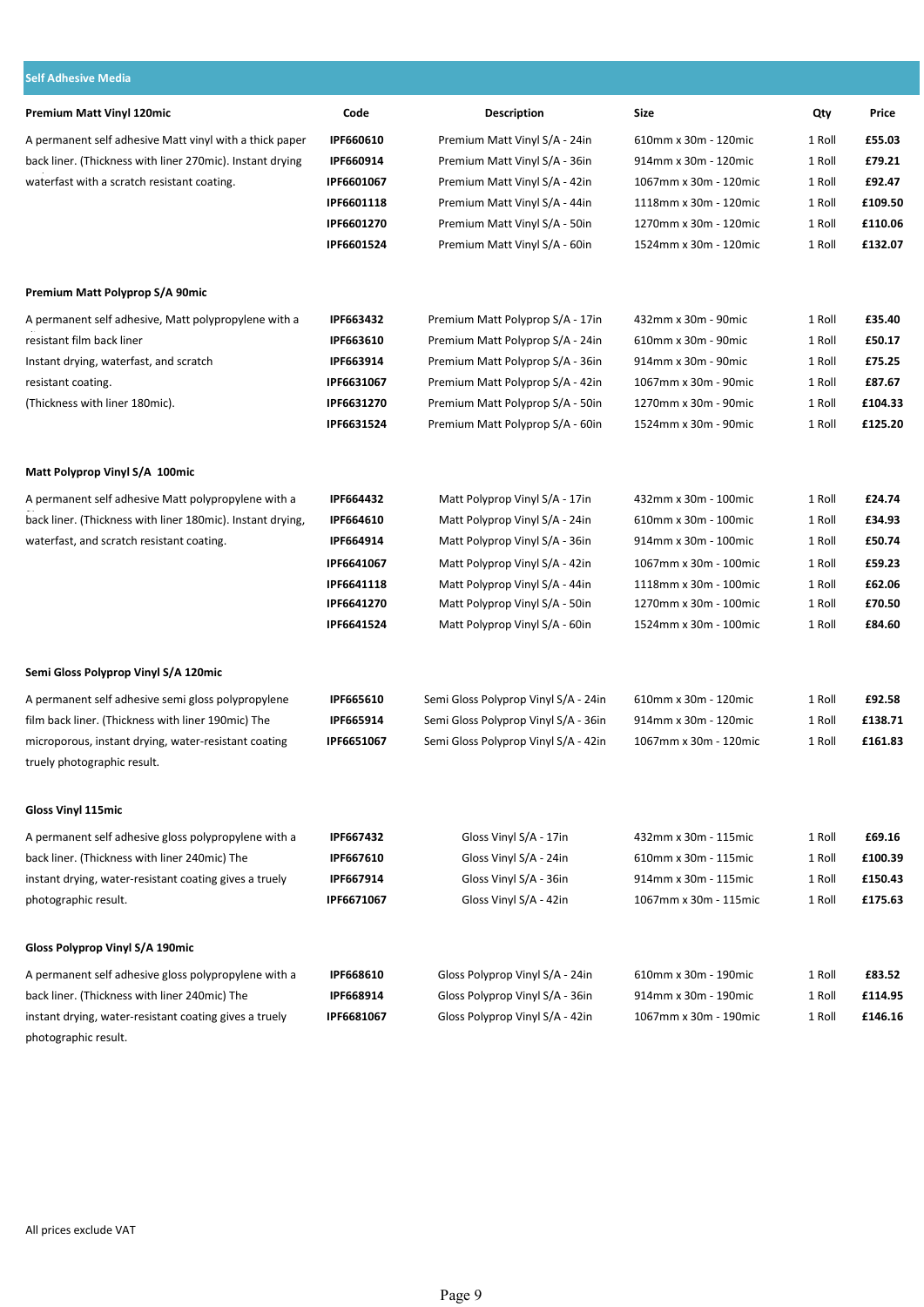## Self Adhesive Media

| Premium Matt Vinyl 120mic | Code | Description | Size | Qty | Price |
|---|---|---|---|---|---|
| A permanent self adhesive Matt vinyl with a thick paper back liner. (Thickness with liner 270mic). Instant drying waterfast with a scratch resistant coating. | IPF660610 | Premium Matt Vinyl S/A - 24in | 610mm x 30m - 120mic | 1 Roll | **£55.03** |
| | IPF660914 | Premium Matt Vinyl S/A - 36in | 914mm x 30m - 120mic | 1 Roll | **£79.21** |
| | IPF6601067 | Premium Matt Vinyl S/A - 42in | 1067mm x 30m - 120mic | 1 Roll | **£92.47** |
| | IPF6601118 | Premium Matt Vinyl S/A - 44in | 1118mm x 30m - 120mic | 1 Roll | **£109.50** |
| | IPF6601270 | Premium Matt Vinyl S/A - 50in | 1270mm x 30m - 120mic | 1 Roll | **£110.06** |
| | IPF6601524 | Premium Matt Vinyl S/A - 60in | 1524mm x 30m - 120mic | 1 Roll | **£132.07** |

| Premium Matt Polyprop S/A 90mic | | | | | |
|---|---|---|---|---|---|
| A permanent self adhesive, Matt polypropylene with a resistant film back liner Instant drying, waterfast, and scratch resistant coating. (Thickness with liner 180mic). | IPF663432 | Premium Matt Polyprop S/A - 17in | 432mm x 30m - 90mic | 1 Roll | **£35.40** |
| | IPF663610 | Premium Matt Polyprop S/A - 24in | 610mm x 30m - 90mic | 1 Roll | **£50.17** |
| | IPF663914 | Premium Matt Polyprop S/A - 36in | 914mm x 30m - 90mic | 1 Roll | **£75.25** |
| | IPF6631067 | Premium Matt Polyprop S/A - 42in | 1067mm x 30m - 90mic | 1 Roll | **£87.67** |
| | IPF6631270 | Premium Matt Polyprop S/A - 50in | 1270mm x 30m - 90mic | 1 Roll | **£104.33** |
| | IPF6631524 | Premium Matt Polyprop S/A - 60in | 1524mm x 30m - 90mic | 1 Roll | **£125.20** |

| Matt Polyprop Vinyl S/A 100mic | | | | | |
|---|---|---|---|---|---|
| A permanent self adhesive Matt polypropylene with a back liner. (Thickness with liner 180mic). Instant drying, waterfast, and scratch resistant coating. | IPF664432 | Matt Polyprop Vinyl S/A - 17in | 432mm x 30m - 100mic | 1 Roll | **£24.74** |
| | IPF664610 | Matt Polyprop Vinyl S/A - 24in | 610mm x 30m - 100mic | 1 Roll | **£34.93** |
| | IPF664914 | Matt Polyprop Vinyl S/A - 36in | 914mm x 30m - 100mic | 1 Roll | **£50.74** |
| | IPF6641067 | Matt Polyprop Vinyl S/A - 42in | 1067mm x 30m - 100mic | 1 Roll | **£59.23** |
| | IPF6641118 | Matt Polyprop Vinyl S/A - 44in | 1118mm x 30m - 100mic | 1 Roll | **£62.06** |
| | IPF6641270 | Matt Polyprop Vinyl S/A - 50in | 1270mm x 30m - 100mic | 1 Roll | **£70.50** |
| | IPF6641524 | Matt Polyprop Vinyl S/A - 60in | 1524mm x 30m - 100mic | 1 Roll | **£84.60** |

| Semi Gloss Polyprop Vinyl S/A 120mic | | | | | |
|---|---|---|---|---|---|
| A permanent self adhesive semi gloss polypropylene film back liner. (Thickness with liner 190mic) The microporous, instant drying, water-resistant coating truely photographic result. | IPF665610 | Semi Gloss Polyprop Vinyl S/A - 24in | 610mm x 30m - 120mic | 1 Roll | **£92.58** |
| | IPF665914 | Semi Gloss Polyprop Vinyl S/A - 36in | 914mm x 30m - 120mic | 1 Roll | **£138.71** |
| | IPF6651067 | Semi Gloss Polyprop Vinyl S/A - 42in | 1067mm x 30m - 120mic | 1 Roll | **£161.83** |

| Gloss Vinyl 115mic | | | | | |
|---|---|---|---|---|---|
| A permanent self adhesive gloss polypropylene with a back liner. (Thickness with liner 240mic) The instant drying, water-resistant coating gives a truely photographic result. | IPF667432 | Gloss Vinyl S/A - 17in | 432mm x 30m - 115mic | 1 Roll | **£69.16** |
| | IPF667610 | Gloss Vinyl S/A - 24in | 610mm x 30m - 115mic | 1 Roll | **£100.39** |
| | IPF667914 | Gloss Vinyl S/A - 36in | 914mm x 30m - 115mic | 1 Roll | **£150.43** |
| | IPF6671067 | Gloss Vinyl S/A - 42in | 1067mm x 30m - 115mic | 1 Roll | **£175.63** |

| Gloss Polyprop Vinyl S/A 190mic | | | | | |
|---|---|---|---|---|---|
| A permanent self adhesive gloss polypropylene with a back liner. (Thickness with liner 240mic) The instant drying, water-resistant coating gives a truely photographic result. | IPF668610 | Gloss Polyprop Vinyl S/A - 24in | 610mm x 30m - 190mic | 1 Roll | **£83.52** |
| | IPF668914 | Gloss Polyprop Vinyl S/A - 36in | 914mm x 30m - 190mic | 1 Roll | **£114.95** |
| | IPF6681067 | Gloss Polyprop Vinyl S/A - 42in | 1067mm x 30m - 190mic | 1 Roll | **£146.16** |

All prices exclude VAT